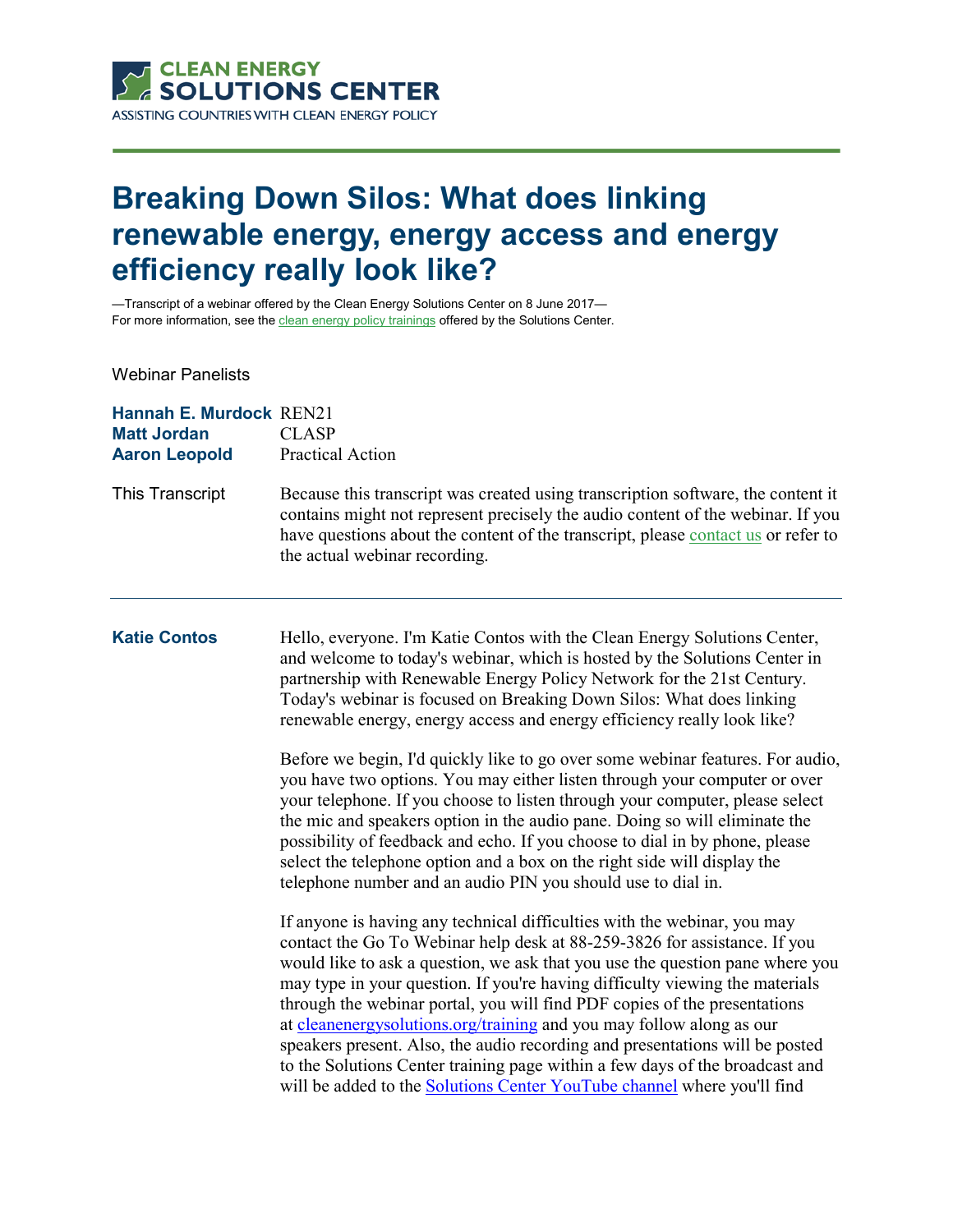CLEAN ENERGY SOLUTIONS CENTER
ASSISTING COUNTRIES WITH CLEAN ENERGY POLICY

# Breaking Down Silos: What does linking renewable energy, energy access and energy efficiency really look like?

—Transcript of a webinar offered by the Clean Energy Solutions Center on 8 June 2017—
For more information, see the clean energy policy trainings offered by the Solutions Center.

Webinar Panelists

| | |
|---|---|
| **Hannah E. Murdock** | REN21 |
| **Matt Jordan** | CLASP |
| **Aaron Leopold** | Practical Action |

| | |
|---|---|
| This Transcript | Because this transcript was created using transcription software, the content it contains might not represent precisely the audio content of the webinar. If you have questions about the content of the transcript, please contact us or refer to the actual webinar recording. |

---

**Katie Contos**

Hello, everyone. I'm Katie Contos with the Clean Energy Solutions Center, and welcome to today's webinar, which is hosted by the Solutions Center in partnership with Renewable Energy Policy Network for the 21st Century. Today's webinar is focused on Breaking Down Silos: What does linking renewable energy, energy access and energy efficiency really look like?

Before we begin, I'd quickly like to go over some webinar features. For audio, you have two options. You may either listen through your computer or over your telephone. If you choose to listen through your computer, please select the mic and speakers option in the audio pane. Doing so will eliminate the possibility of feedback and echo. If you choose to dial in by phone, please select the telephone option and a box on the right side will display the telephone number and an audio PIN you should use to dial in.

If anyone is having any technical difficulties with the webinar, you may contact the Go To Webinar help desk at 88-259-3826 for assistance. If you would like to ask a question, we ask that you use the question pane where you may type in your question. If you're having difficulty viewing the materials through the webinar portal, you will find PDF copies of the presentations at cleanenergysolutions.org/training and you may follow along as our speakers present. Also, the audio recording and presentations will be posted to the Solutions Center training page within a few days of the broadcast and will be added to the Solutions Center YouTube channel where you'll find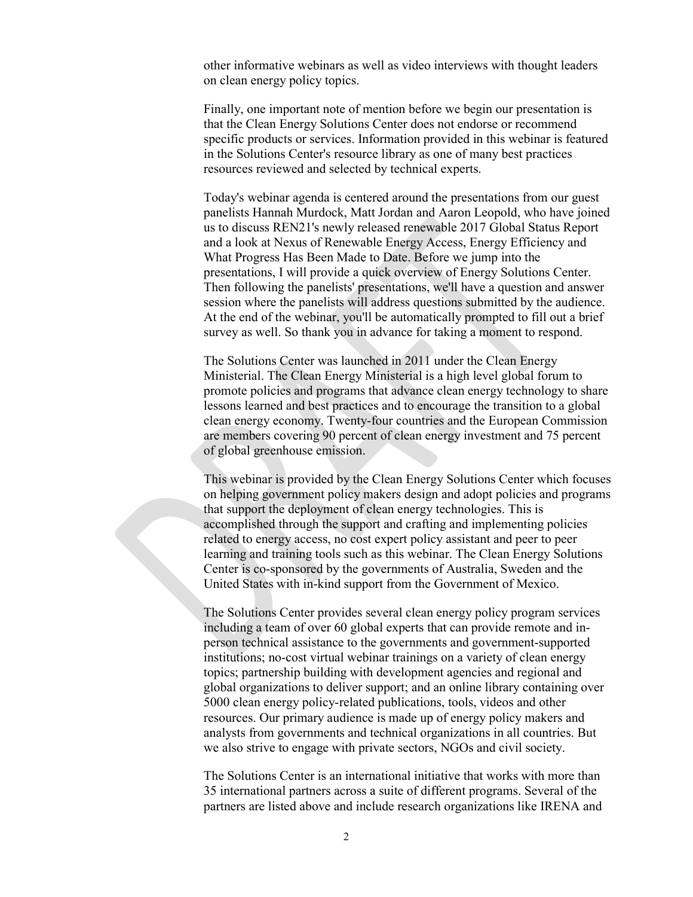other informative webinars as well as video interviews with thought leaders on clean energy policy topics.

Finally, one important note of mention before we begin our presentation is that the Clean Energy Solutions Center does not endorse or recommend specific products or services. Information provided in this webinar is featured in the Solutions Center's resource library as one of many best practices resources reviewed and selected by technical experts.

Today's webinar agenda is centered around the presentations from our guest panelists Hannah Murdock, Matt Jordan and Aaron Leopold, who have joined us to discuss REN21's newly released renewable 2017 Global Status Report and a look at Nexus of Renewable Energy Access, Energy Efficiency and What Progress Has Been Made to Date. Before we jump into the presentations, I will provide a quick overview of Energy Solutions Center. Then following the panelists' presentations, we'll have a question and answer session where the panelists will address questions submitted by the audience. At the end of the webinar, you'll be automatically prompted to fill out a brief survey as well. So thank you in advance for taking a moment to respond.

The Solutions Center was launched in 2011 under the Clean Energy Ministerial. The Clean Energy Ministerial is a high level global forum to promote policies and programs that advance clean energy technology to share lessons learned and best practices and to encourage the transition to a global clean energy economy. Twenty-four countries and the European Commission are members covering 90 percent of clean energy investment and 75 percent of global greenhouse emission.

This webinar is provided by the Clean Energy Solutions Center which focuses on helping government policy makers design and adopt policies and programs that support the deployment of clean energy technologies. This is accomplished through the support and crafting and implementing policies related to energy access, no cost expert policy assistant and peer to peer learning and training tools such as this webinar. The Clean Energy Solutions Center is co-sponsored by the governments of Australia, Sweden and the United States with in-kind support from the Government of Mexico.

The Solutions Center provides several clean energy policy program services including a team of over 60 global experts that can provide remote and in-person technical assistance to the governments and government-supported institutions; no-cost virtual webinar trainings on a variety of clean energy topics; partnership building with development agencies and regional and global organizations to deliver support; and an online library containing over 5000 clean energy policy-related publications, tools, videos and other resources. Our primary audience is made up of energy policy makers and analysts from governments and technical organizations in all countries. But we also strive to engage with private sectors, NGOs and civil society.

The Solutions Center is an international initiative that works with more than 35 international partners across a suite of different programs. Several of the partners are listed above and include research organizations like IRENA and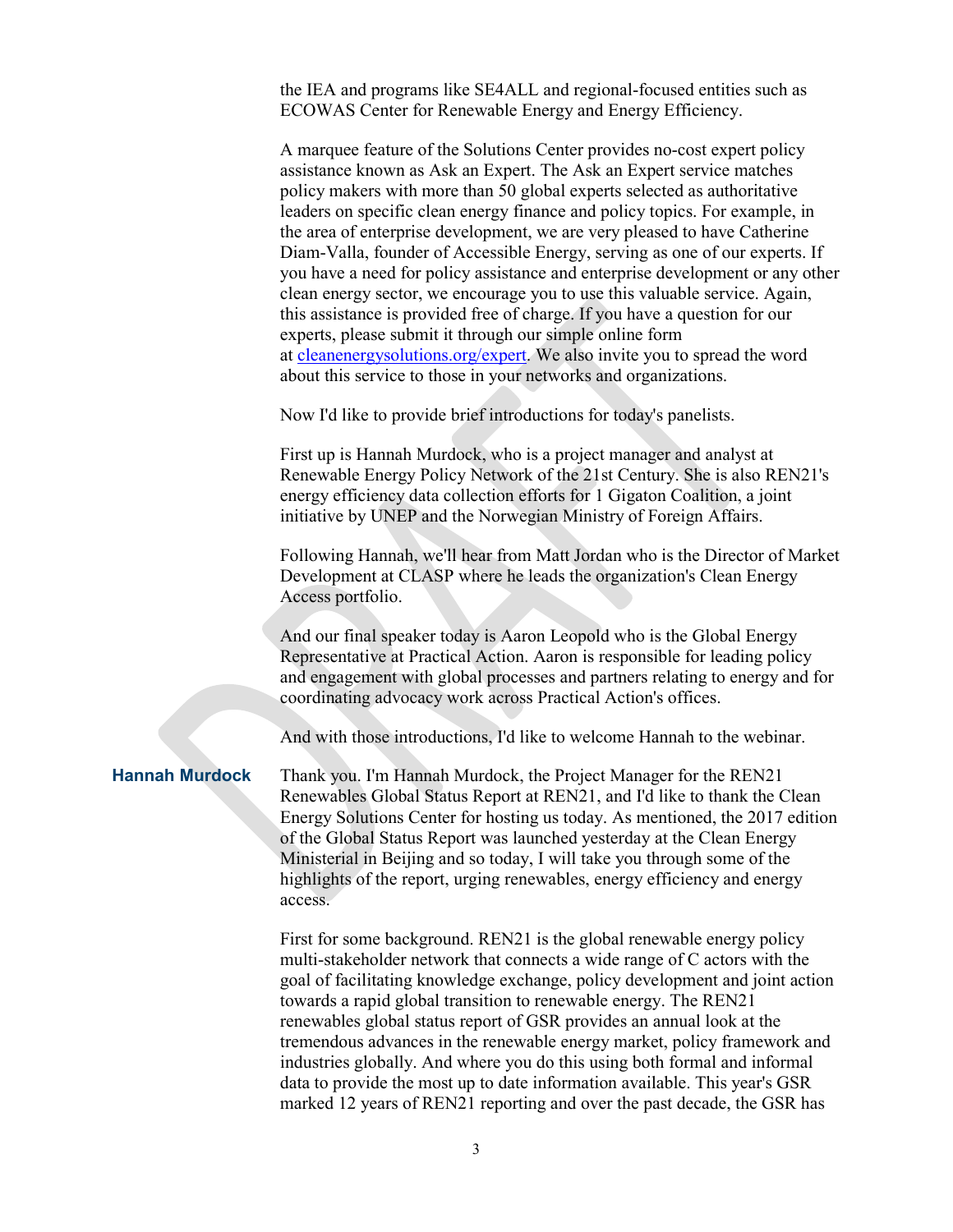the IEA and programs like SE4ALL and regional-focused entities such as ECOWAS Center for Renewable Energy and Energy Efficiency.

A marquee feature of the Solutions Center provides no-cost expert policy assistance known as Ask an Expert. The Ask an Expert service matches policy makers with more than 50 global experts selected as authoritative leaders on specific clean energy finance and policy topics. For example, in the area of enterprise development, we are very pleased to have Catherine Diam-Valla, founder of Accessible Energy, serving as one of our experts. If you have a need for policy assistance and enterprise development or any other clean energy sector, we encourage you to use this valuable service. Again, this assistance is provided free of charge. If you have a question for our experts, please submit it through our simple online form at [cleanenergysolutions.org/expert](cleanenergysolutions.org/expert). We also invite you to spread the word about this service to those in your networks and organizations.

Now I'd like to provide brief introductions for today's panelists.

First up is Hannah Murdock, who is a project manager and analyst at Renewable Energy Policy Network of the 21st Century. She is also REN21's energy efficiency data collection efforts for 1 Gigaton Coalition, a joint initiative by UNEP and the Norwegian Ministry of Foreign Affairs.

Following Hannah, we'll hear from Matt Jordan who is the Director of Market Development at CLASP where he leads the organization's Clean Energy Access portfolio.

And our final speaker today is Aaron Leopold who is the Global Energy Representative at Practical Action. Aaron is responsible for leading policy and engagement with global processes and partners relating to energy and for coordinating advocacy work across Practical Action's offices.

And with those introductions, I'd like to welcome Hannah to the webinar.

**Hannah Murdock**

Thank you. I'm Hannah Murdock, the Project Manager for the REN21 Renewables Global Status Report at REN21, and I'd like to thank the Clean Energy Solutions Center for hosting us today. As mentioned, the 2017 edition of the Global Status Report was launched yesterday at the Clean Energy Ministerial in Beijing and so today, I will take you through some of the highlights of the report, urging renewables, energy efficiency and energy access.

First for some background. REN21 is the global renewable energy policy multi-stakeholder network that connects a wide range of C actors with the goal of facilitating knowledge exchange, policy development and joint action towards a rapid global transition to renewable energy. The REN21 renewables global status report of GSR provides an annual look at the tremendous advances in the renewable energy market, policy framework and industries globally. And where you do this using both formal and informal data to provide the most up to date information available. This year's GSR marked 12 years of REN21 reporting and over the past decade, the GSR has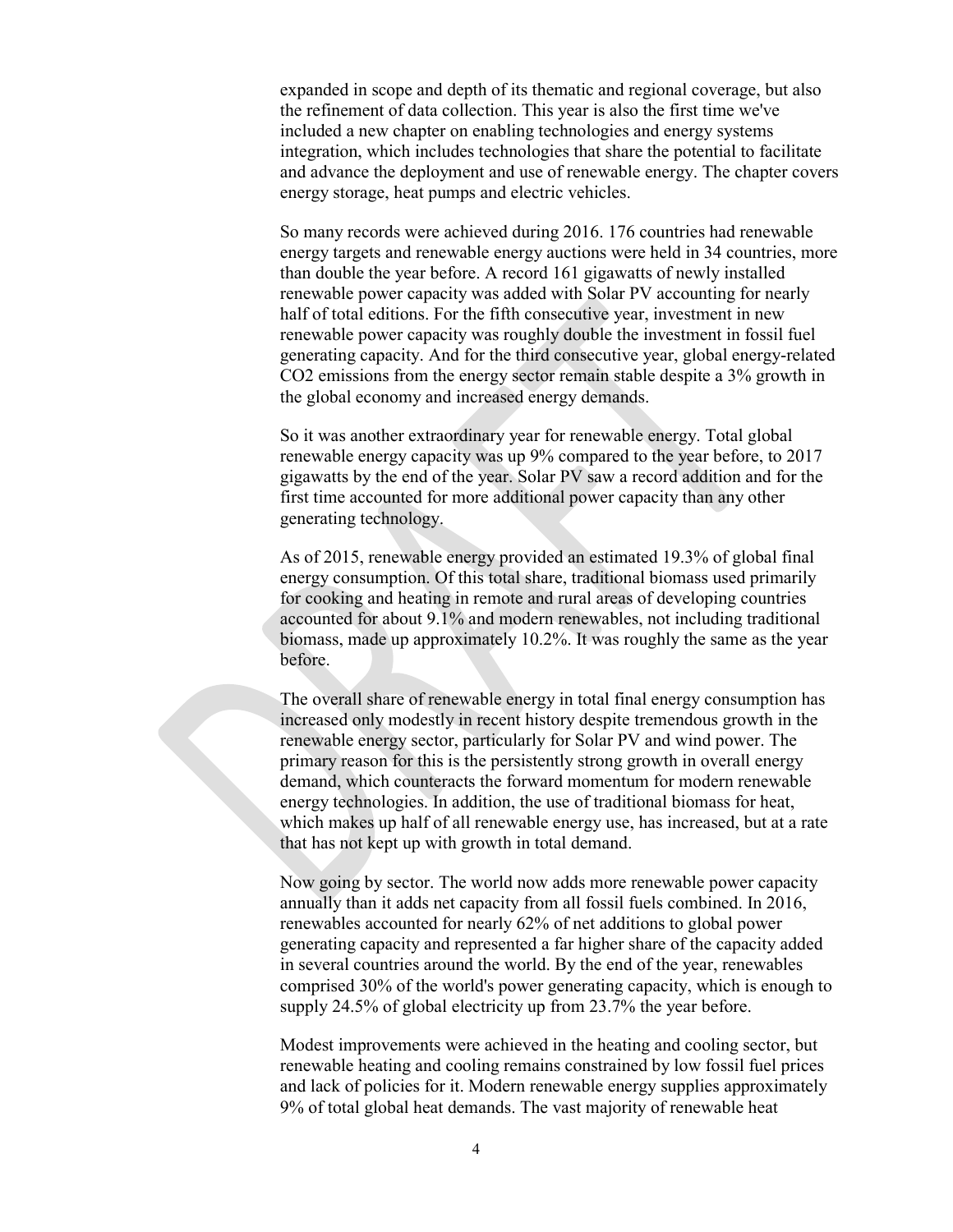expanded in scope and depth of its thematic and regional coverage, but also the refinement of data collection. This year is also the first time we've included a new chapter on enabling technologies and energy systems integration, which includes technologies that share the potential to facilitate and advance the deployment and use of renewable energy. The chapter covers energy storage, heat pumps and electric vehicles.

So many records were achieved during 2016. 176 countries had renewable energy targets and renewable energy auctions were held in 34 countries, more than double the year before. A record 161 gigawatts of newly installed renewable power capacity was added with Solar PV accounting for nearly half of total editions. For the fifth consecutive year, investment in new renewable power capacity was roughly double the investment in fossil fuel generating capacity. And for the third consecutive year, global energy-related $CO_2$ emissions from the energy sector remain stable despite a 3% growth in the global economy and increased energy demands.

So it was another extraordinary year for renewable energy. Total global renewable energy capacity was up 9% compared to the year before, to 2017 gigawatts by the end of the year. Solar PV saw a record addition and for the first time accounted for more additional power capacity than any other generating technology.

As of 2015, renewable energy provided an estimated 19.3% of global final energy consumption. Of this total share, traditional biomass used primarily for cooking and heating in remote and rural areas of developing countries accounted for about 9.1% and modern renewables, not including traditional biomass, made up approximately 10.2%. It was roughly the same as the year before.

The overall share of renewable energy in total final energy consumption has increased only modestly in recent history despite tremendous growth in the renewable energy sector, particularly for Solar PV and wind power. The primary reason for this is the persistently strong growth in overall energy demand, which counteracts the forward momentum for modern renewable energy technologies. In addition, the use of traditional biomass for heat, which makes up half of all renewable energy use, has increased, but at a rate that has not kept up with growth in total demand.

Now going by sector. The world now adds more renewable power capacity annually than it adds net capacity from all fossil fuels combined. In 2016, renewables accounted for nearly 62% of net additions to global power generating capacity and represented a far higher share of the capacity added in several countries around the world. By the end of the year, renewables comprised 30% of the world's power generating capacity, which is enough to supply 24.5% of global electricity up from 23.7% the year before.

Modest improvements were achieved in the heating and cooling sector, but renewable heating and cooling remains constrained by low fossil fuel prices and lack of policies for it. Modern renewable energy supplies approximately 9% of total global heat demands. The vast majority of renewable heat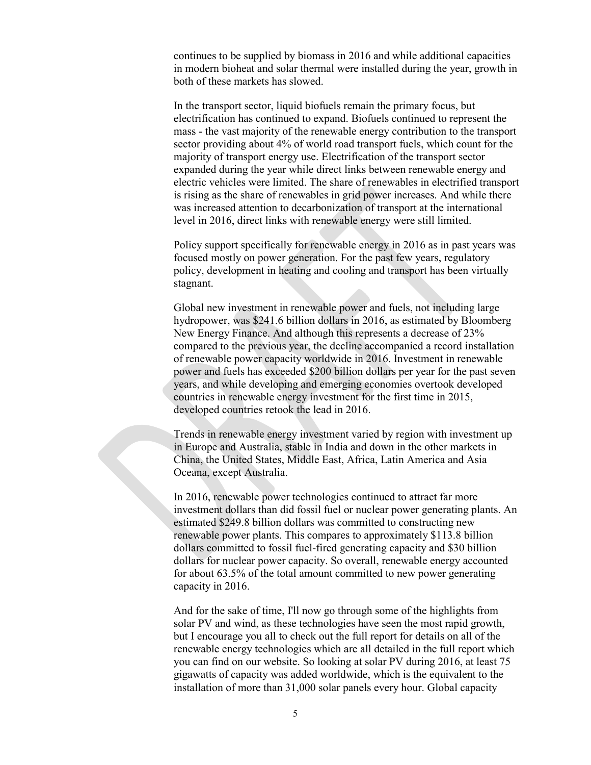continues to be supplied by biomass in 2016 and while additional capacities in modern bioheat and solar thermal were installed during the year, growth in both of these markets has slowed.

In the transport sector, liquid biofuels remain the primary focus, but electrification has continued to expand. Biofuels continued to represent the mass - the vast majority of the renewable energy contribution to the transport sector providing about 4% of world road transport fuels, which count for the majority of transport energy use. Electrification of the transport sector expanded during the year while direct links between renewable energy and electric vehicles were limited. The share of renewables in electrified transport is rising as the share of renewables in grid power increases. And while there was increased attention to decarbonization of transport at the international level in 2016, direct links with renewable energy were still limited.

Policy support specifically for renewable energy in 2016 as in past years was focused mostly on power generation. For the past few years, regulatory policy, development in heating and cooling and transport has been virtually stagnant.

Global new investment in renewable power and fuels, not including large hydropower, was $241.6 billion dollars in 2016, as estimated by Bloomberg New Energy Finance. And although this represents a decrease of 23% compared to the previous year, the decline accompanied a record installation of renewable power capacity worldwide in 2016. Investment in renewable power and fuels has exceeded $200 billion dollars per year for the past seven years, and while developing and emerging economies overtook developed countries in renewable energy investment for the first time in 2015, developed countries retook the lead in 2016.

Trends in renewable energy investment varied by region with investment up in Europe and Australia, stable in India and down in the other markets in China, the United States, Middle East, Africa, Latin America and Asia Oceana, except Australia.

In 2016, renewable power technologies continued to attract far more investment dollars than did fossil fuel or nuclear power generating plants. An estimated $249.8 billion dollars was committed to constructing new renewable power plants. This compares to approximately $113.8 billion dollars committed to fossil fuel-fired generating capacity and $30 billion dollars for nuclear power capacity. So overall, renewable energy accounted for about 63.5% of the total amount committed to new power generating capacity in 2016.

And for the sake of time, I'll now go through some of the highlights from solar PV and wind, as these technologies have seen the most rapid growth, but I encourage you all to check out the full report for details on all of the renewable energy technologies which are all detailed in the full report which you can find on our website. So looking at solar PV during 2016, at least 75 gigawatts of capacity was added worldwide, which is the equivalent to the installation of more than 31,000 solar panels every hour. Global capacity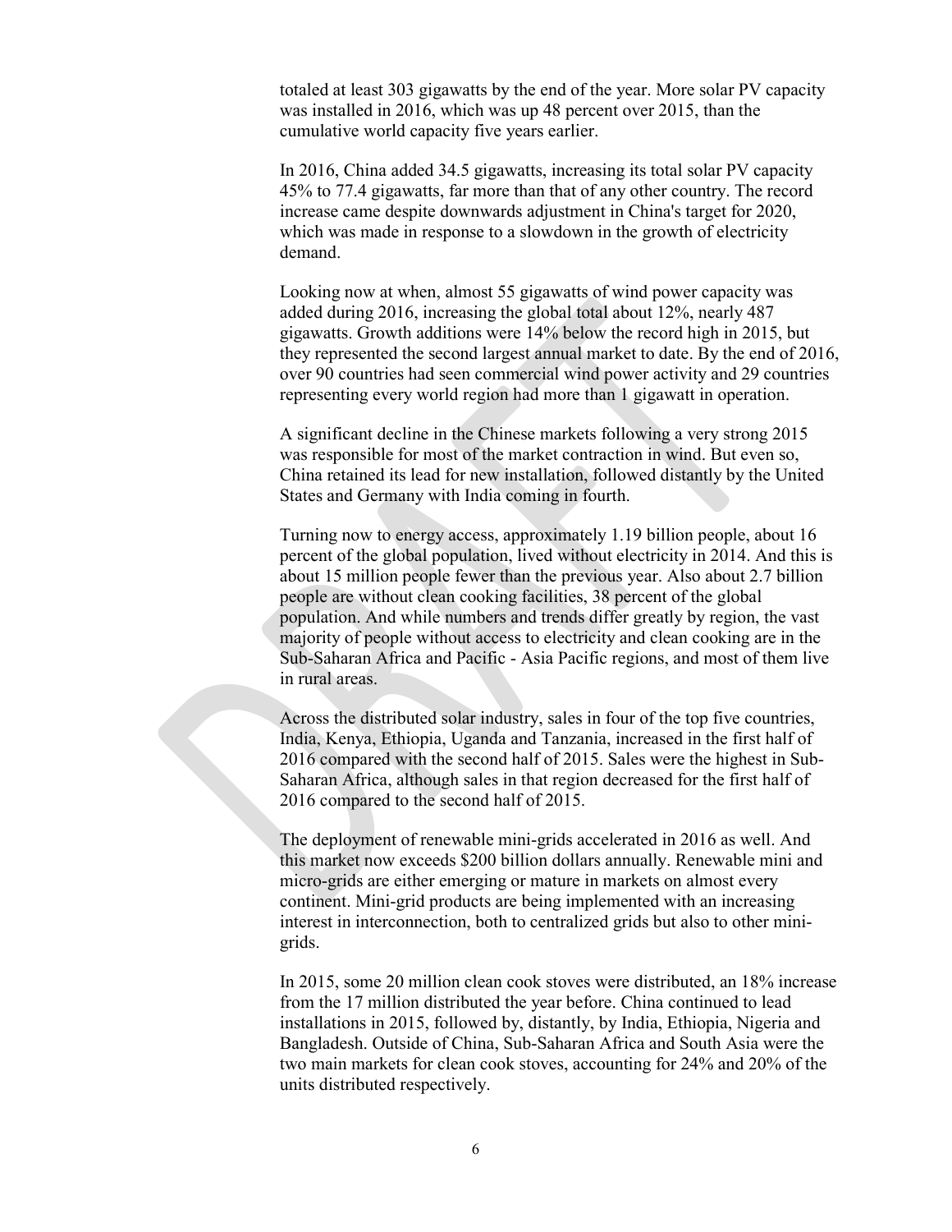totaled at least 303 gigawatts by the end of the year. More solar PV capacity was installed in 2016, which was up 48 percent over 2015, than the cumulative world capacity five years earlier.

In 2016, China added 34.5 gigawatts, increasing its total solar PV capacity 45% to 77.4 gigawatts, far more than that of any other country. The record increase came despite downwards adjustment in China's target for 2020, which was made in response to a slowdown in the growth of electricity demand.

Looking now at when, almost 55 gigawatts of wind power capacity was added during 2016, increasing the global total about 12%, nearly 487 gigawatts. Growth additions were 14% below the record high in 2015, but they represented the second largest annual market to date. By the end of 2016, over 90 countries had seen commercial wind power activity and 29 countries representing every world region had more than 1 gigawatt in operation.

A significant decline in the Chinese markets following a very strong 2015 was responsible for most of the market contraction in wind. But even so, China retained its lead for new installation, followed distantly by the United States and Germany with India coming in fourth.

Turning now to energy access, approximately 1.19 billion people, about 16 percent of the global population, lived without electricity in 2014. And this is about 15 million people fewer than the previous year. Also about 2.7 billion people are without clean cooking facilities, 38 percent of the global population. And while numbers and trends differ greatly by region, the vast majority of people without access to electricity and clean cooking are in the Sub-Saharan Africa and Pacific - Asia Pacific regions, and most of them live in rural areas.

Across the distributed solar industry, sales in four of the top five countries, India, Kenya, Ethiopia, Uganda and Tanzania, increased in the first half of 2016 compared with the second half of 2015. Sales were the highest in Sub-Saharan Africa, although sales in that region decreased for the first half of 2016 compared to the second half of 2015.

The deployment of renewable mini-grids accelerated in 2016 as well. And this market now exceeds $200 billion dollars annually. Renewable mini and micro-grids are either emerging or mature in markets on almost every continent. Mini-grid products are being implemented with an increasing interest in interconnection, both to centralized grids but also to other mini-grids.

In 2015, some 20 million clean cook stoves were distributed, an 18% increase from the 17 million distributed the year before. China continued to lead installations in 2015, followed by, distantly, by India, Ethiopia, Nigeria and Bangladesh. Outside of China, Sub-Saharan Africa and South Asia were the two main markets for clean cook stoves, accounting for 24% and 20% of the units distributed respectively.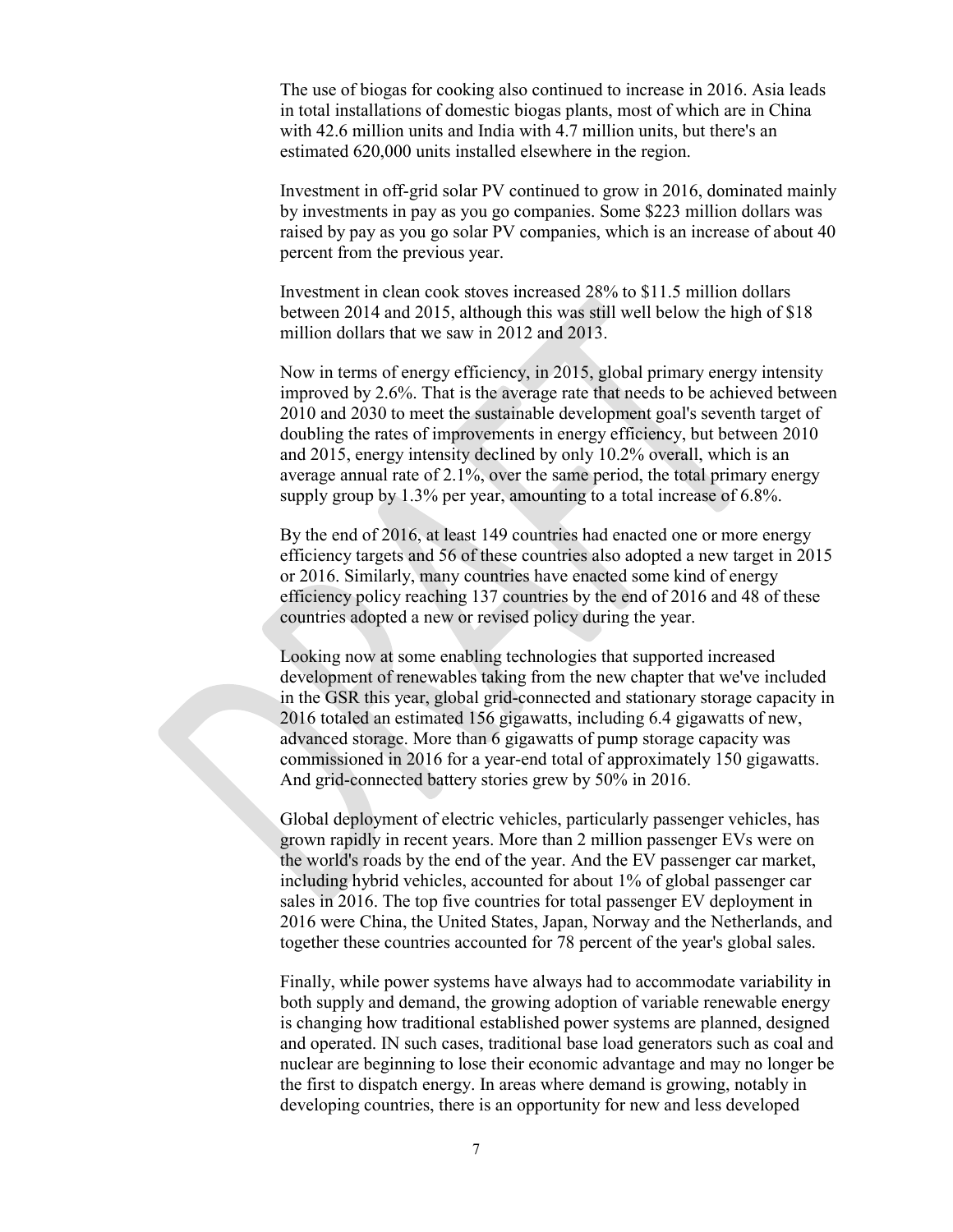The use of biogas for cooking also continued to increase in 2016. Asia leads in total installations of domestic biogas plants, most of which are in China with 42.6 million units and India with 4.7 million units, but there's an estimated 620,000 units installed elsewhere in the region.

Investment in off-grid solar PV continued to grow in 2016, dominated mainly by investments in pay as you go companies. Some $223 million dollars was raised by pay as you go solar PV companies, which is an increase of about 40 percent from the previous year.

Investment in clean cook stoves increased 28% to $11.5 million dollars between 2014 and 2015, although this was still well below the high of $18 million dollars that we saw in 2012 and 2013.

Now in terms of energy efficiency, in 2015, global primary energy intensity improved by 2.6%. That is the average rate that needs to be achieved between 2010 and 2030 to meet the sustainable development goal's seventh target of doubling the rates of improvements in energy efficiency, but between 2010 and 2015, energy intensity declined by only 10.2% overall, which is an average annual rate of 2.1%, over the same period, the total primary energy supply group by 1.3% per year, amounting to a total increase of 6.8%.

By the end of 2016, at least 149 countries had enacted one or more energy efficiency targets and 56 of these countries also adopted a new target in 2015 or 2016. Similarly, many countries have enacted some kind of energy efficiency policy reaching 137 countries by the end of 2016 and 48 of these countries adopted a new or revised policy during the year.

Looking now at some enabling technologies that supported increased development of renewables taking from the new chapter that we've included in the GSR this year, global grid-connected and stationary storage capacity in 2016 totaled an estimated 156 gigawatts, including 6.4 gigawatts of new, advanced storage. More than 6 gigawatts of pump storage capacity was commissioned in 2016 for a year-end total of approximately 150 gigawatts. And grid-connected battery stories grew by 50% in 2016.

Global deployment of electric vehicles, particularly passenger vehicles, has grown rapidly in recent years. More than 2 million passenger EVs were on the world's roads by the end of the year. And the EV passenger car market, including hybrid vehicles, accounted for about 1% of global passenger car sales in 2016. The top five countries for total passenger EV deployment in 2016 were China, the United States, Japan, Norway and the Netherlands, and together these countries accounted for 78 percent of the year's global sales.

Finally, while power systems have always had to accommodate variability in both supply and demand, the growing adoption of variable renewable energy is changing how traditional established power systems are planned, designed and operated. IN such cases, traditional base load generators such as coal and nuclear are beginning to lose their economic advantage and may no longer be the first to dispatch energy. In areas where demand is growing, notably in developing countries, there is an opportunity for new and less developed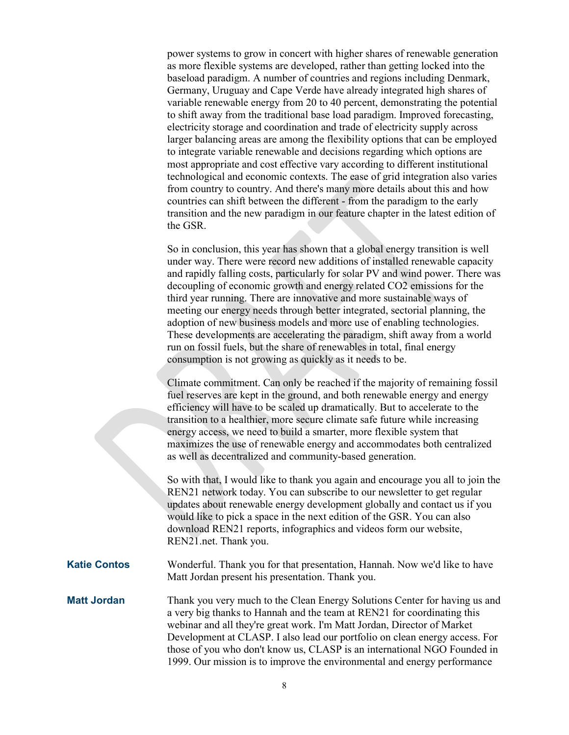power systems to grow in concert with higher shares of renewable generation as more flexible systems are developed, rather than getting locked into the baseload paradigm. A number of countries and regions including Denmark, Germany, Uruguay and Cape Verde have already integrated high shares of variable renewable energy from 20 to 40 percent, demonstrating the potential to shift away from the traditional base load paradigm. Improved forecasting, electricity storage and coordination and trade of electricity supply across larger balancing areas are among the flexibility options that can be employed to integrate variable renewable and decisions regarding which options are most appropriate and cost effective vary according to different institutional technological and economic contexts. The ease of grid integration also varies from country to country. And there's many more details about this and how countries can shift between the different - from the paradigm to the early transition and the new paradigm in our feature chapter in the latest edition of the GSR.

So in conclusion, this year has shown that a global energy transition is well under way. There were record new additions of installed renewable capacity and rapidly falling costs, particularly for solar PV and wind power. There was decoupling of economic growth and energy related $CO_2$ emissions for the third year running. There are innovative and more sustainable ways of meeting our energy needs through better integrated, sectorial planning, the adoption of new business models and more use of enabling technologies. These developments are accelerating the paradigm, shift away from a world run on fossil fuels, but the share of renewables in total, final energy consumption is not growing as quickly as it needs to be.

Climate commitment. Can only be reached if the majority of remaining fossil fuel reserves are kept in the ground, and both renewable energy and energy efficiency will have to be scaled up dramatically. But to accelerate to the transition to a healthier, more secure climate safe future while increasing energy access, we need to build a smarter, more flexible system that maximizes the use of renewable energy and accommodates both centralized as well as decentralized and community-based generation.

So with that, I would like to thank you again and encourage you all to join the REN21 network today. You can subscribe to our newsletter to get regular updates about renewable energy development globally and contact us if you would like to pick a space in the next edition of the GSR. You can also download REN21 reports, infographics and videos form our website, REN21.net. Thank you.

**Katie Contos** Wonderful. Thank you for that presentation, Hannah. Now we'd like to have Matt Jordan present his presentation. Thank you.

**Matt Jordan** Thank you very much to the Clean Energy Solutions Center for having us and a very big thanks to Hannah and the team at REN21 for coordinating this webinar and all they're great work. I'm Matt Jordan, Director of Market Development at CLASP. I also lead our portfolio on clean energy access. For those of you who don't know us, CLASP is an international NGO Founded in 1999. Our mission is to improve the environmental and energy performance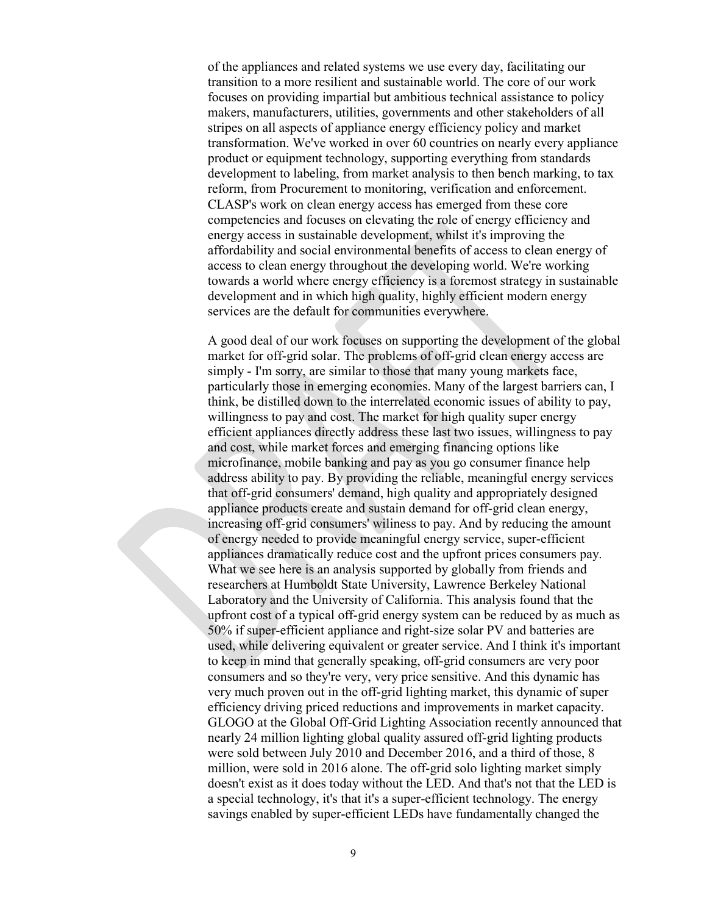of the appliances and related systems we use every day, facilitating our transition to a more resilient and sustainable world. The core of our work focuses on providing impartial but ambitious technical assistance to policy makers, manufacturers, utilities, governments and other stakeholders of all stripes on all aspects of appliance energy efficiency policy and market transformation. We've worked in over 60 countries on nearly every appliance product or equipment technology, supporting everything from standards development to labeling, from market analysis to then bench marking, to tax reform, from Procurement to monitoring, verification and enforcement. CLASP's work on clean energy access has emerged from these core competencies and focuses on elevating the role of energy efficiency and energy access in sustainable development, whilst it's improving the affordability and social environmental benefits of access to clean energy of access to clean energy throughout the developing world. We're working towards a world where energy efficiency is a foremost strategy in sustainable development and in which high quality, highly efficient modern energy services are the default for communities everywhere.

A good deal of our work focuses on supporting the development of the global market for off-grid solar. The problems of off-grid clean energy access are simply - I'm sorry, are similar to those that many young markets face, particularly those in emerging economies. Many of the largest barriers can, I think, be distilled down to the interrelated economic issues of ability to pay, willingness to pay and cost. The market for high quality super energy efficient appliances directly address these last two issues, willingness to pay and cost, while market forces and emerging financing options like microfinance, mobile banking and pay as you go consumer finance help address ability to pay. By providing the reliable, meaningful energy services that off-grid consumers' demand, high quality and appropriately designed appliance products create and sustain demand for off-grid clean energy, increasing off-grid consumers' wiliness to pay. And by reducing the amount of energy needed to provide meaningful energy service, super-efficient appliances dramatically reduce cost and the upfront prices consumers pay. What we see here is an analysis supported by globally from friends and researchers at Humboldt State University, Lawrence Berkeley National Laboratory and the University of California. This analysis found that the upfront cost of a typical off-grid energy system can be reduced by as much as 50% if super-efficient appliance and right-size solar PV and batteries are used, while delivering equivalent or greater service. And I think it's important to keep in mind that generally speaking, off-grid consumers are very poor consumers and so they're very, very price sensitive. And this dynamic has very much proven out in the off-grid lighting market, this dynamic of super efficiency driving priced reductions and improvements in market capacity. GLOGO at the Global Off-Grid Lighting Association recently announced that nearly 24 million lighting global quality assured off-grid lighting products were sold between July 2010 and December 2016, and a third of those, 8 million, were sold in 2016 alone. The off-grid solo lighting market simply doesn't exist as it does today without the LED. And that's not that the LED is a special technology, it's that it's a super-efficient technology. The energy savings enabled by super-efficient LEDs have fundamentally changed the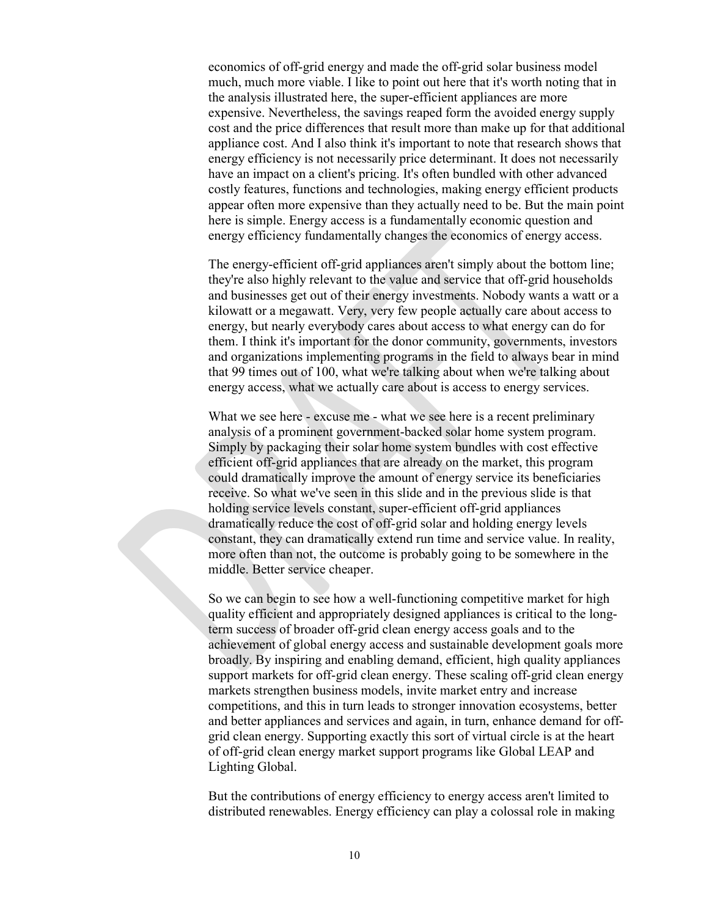economics of off-grid energy and made the off-grid solar business model much, much more viable. I like to point out here that it's worth noting that in the analysis illustrated here, the super-efficient appliances are more expensive. Nevertheless, the savings reaped form the avoided energy supply cost and the price differences that result more than make up for that additional appliance cost. And I also think it's important to note that research shows that energy efficiency is not necessarily price determinant. It does not necessarily have an impact on a client's pricing. It's often bundled with other advanced costly features, functions and technologies, making energy efficient products appear often more expensive than they actually need to be. But the main point here is simple. Energy access is a fundamentally economic question and energy efficiency fundamentally changes the economics of energy access.

The energy-efficient off-grid appliances aren't simply about the bottom line; they're also highly relevant to the value and service that off-grid households and businesses get out of their energy investments. Nobody wants a watt or a kilowatt or a megawatt. Very, very few people actually care about access to energy, but nearly everybody cares about access to what energy can do for them. I think it's important for the donor community, governments, investors and organizations implementing programs in the field to always bear in mind that 99 times out of 100, what we're talking about when we're talking about energy access, what we actually care about is access to energy services.

What we see here - excuse me - what we see here is a recent preliminary analysis of a prominent government-backed solar home system program. Simply by packaging their solar home system bundles with cost effective efficient off-grid appliances that are already on the market, this program could dramatically improve the amount of energy service its beneficiaries receive. So what we've seen in this slide and in the previous slide is that holding service levels constant, super-efficient off-grid appliances dramatically reduce the cost of off-grid solar and holding energy levels constant, they can dramatically extend run time and service value. In reality, more often than not, the outcome is probably going to be somewhere in the middle. Better service cheaper.

So we can begin to see how a well-functioning competitive market for high quality efficient and appropriately designed appliances is critical to the long-term success of broader off-grid clean energy access goals and to the achievement of global energy access and sustainable development goals more broadly. By inspiring and enabling demand, efficient, high quality appliances support markets for off-grid clean energy. These scaling off-grid clean energy markets strengthen business models, invite market entry and increase competitions, and this in turn leads to stronger innovation ecosystems, better and better appliances and services and again, in turn, enhance demand for off-grid clean energy. Supporting exactly this sort of virtual circle is at the heart of off-grid clean energy market support programs like Global LEAP and Lighting Global.

But the contributions of energy efficiency to energy access aren't limited to distributed renewables. Energy efficiency can play a colossal role in making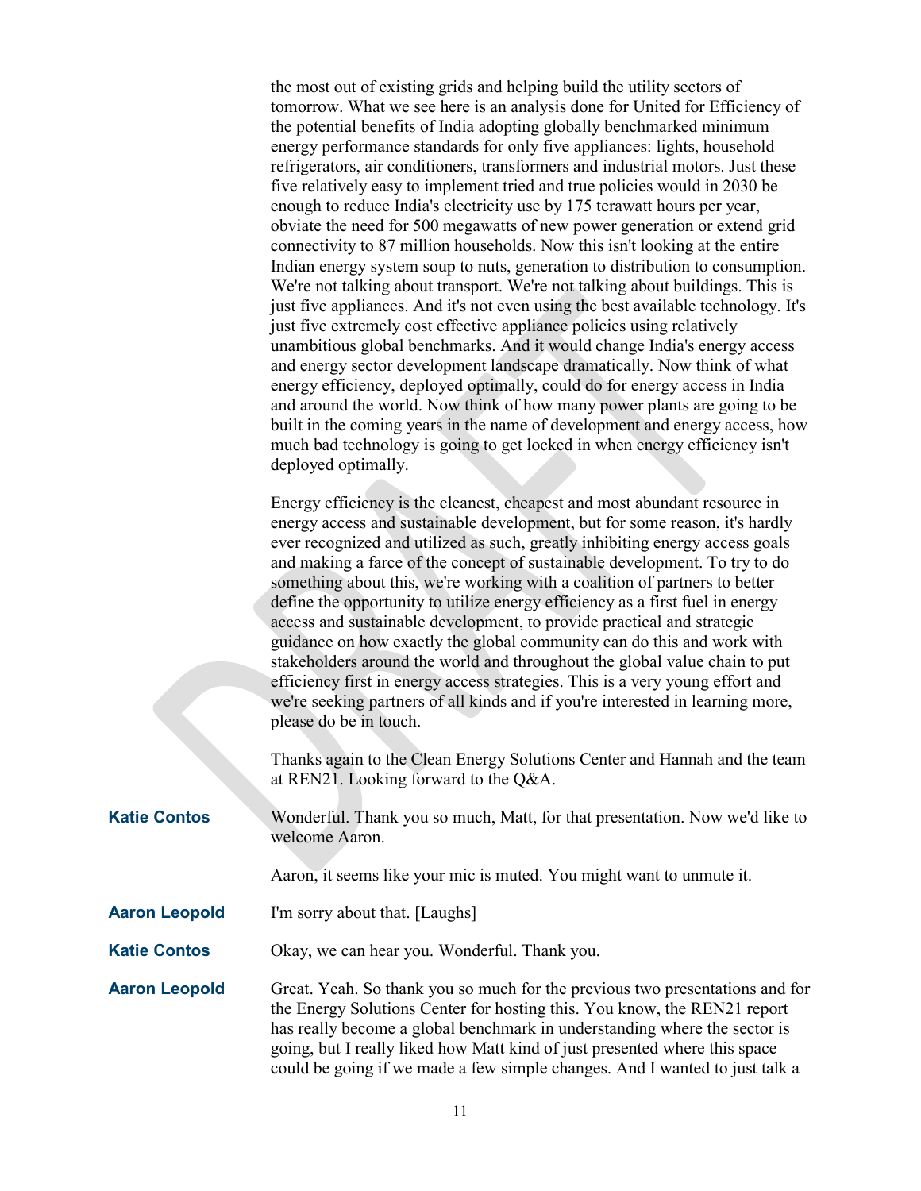the most out of existing grids and helping build the utility sectors of tomorrow. What we see here is an analysis done for United for Efficiency of the potential benefits of India adopting globally benchmarked minimum energy performance standards for only five appliances: lights, household refrigerators, air conditioners, transformers and industrial motors. Just these five relatively easy to implement tried and true policies would in 2030 be enough to reduce India's electricity use by 175 terawatt hours per year, obviate the need for 500 megawatts of new power generation or extend grid connectivity to 87 million households. Now this isn't looking at the entire Indian energy system soup to nuts, generation to distribution to consumption. We're not talking about transport. We're not talking about buildings. This is just five appliances. And it's not even using the best available technology. It's just five extremely cost effective appliance policies using relatively unambitious global benchmarks. And it would change India's energy access and energy sector development landscape dramatically. Now think of what energy efficiency, deployed optimally, could do for energy access in India and around the world. Now think of how many power plants are going to be built in the coming years in the name of development and energy access, how much bad technology is going to get locked in when energy efficiency isn't deployed optimally.

Energy efficiency is the cleanest, cheapest and most abundant resource in energy access and sustainable development, but for some reason, it's hardly ever recognized and utilized as such, greatly inhibiting energy access goals and making a farce of the concept of sustainable development. To try to do something about this, we're working with a coalition of partners to better define the opportunity to utilize energy efficiency as a first fuel in energy access and sustainable development, to provide practical and strategic guidance on how exactly the global community can do this and work with stakeholders around the world and throughout the global value chain to put efficiency first in energy access strategies. This is a very young effort and we're seeking partners of all kinds and if you're interested in learning more, please do be in touch.

Thanks again to the Clean Energy Solutions Center and Hannah and the team at REN21. Looking forward to the Q&A.

**Katie Contos** Wonderful. Thank you so much, Matt, for that presentation. Now we'd like to welcome Aaron.

Aaron, it seems like your mic is muted. You might want to unmute it.

**Aaron Leopold** I'm sorry about that. [Laughs]

**Katie Contos** Okay, we can hear you. Wonderful. Thank you.

**Aaron Leopold** Great. Yeah. So thank you so much for the previous two presentations and for the Energy Solutions Center for hosting this. You know, the REN21 report has really become a global benchmark in understanding where the sector is going, but I really liked how Matt kind of just presented where this space could be going if we made a few simple changes. And I wanted to just talk a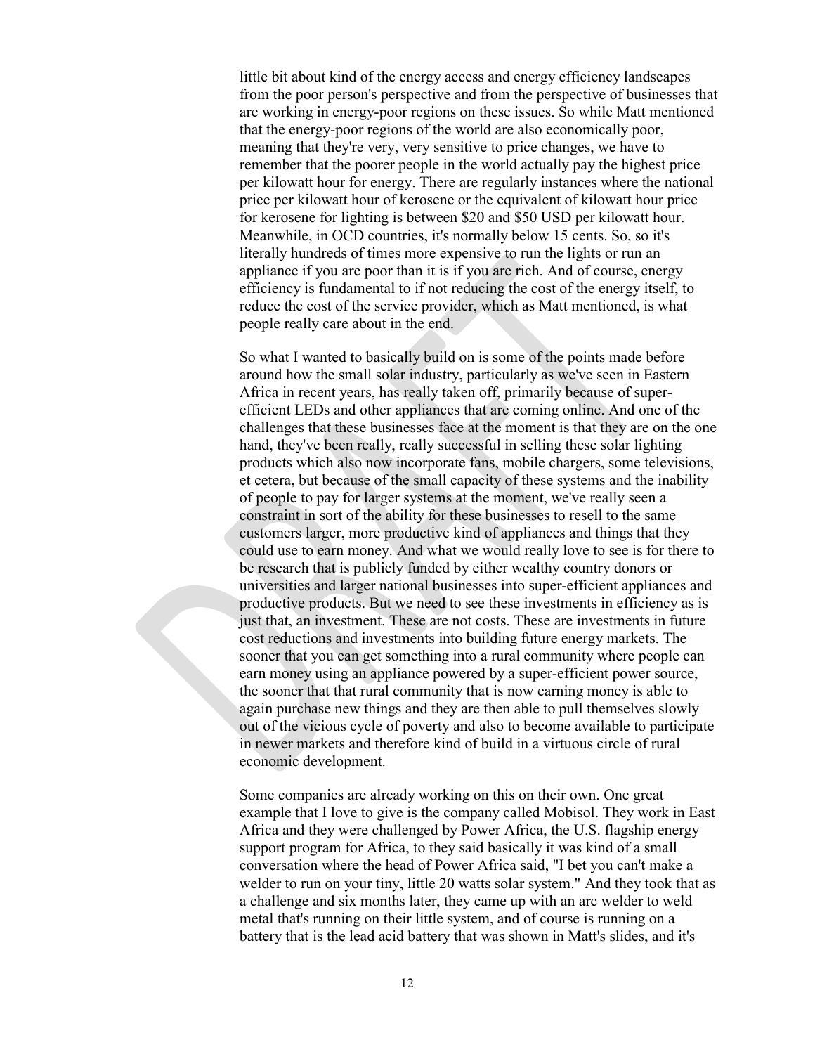little bit about kind of the energy access and energy efficiency landscapes from the poor person's perspective and from the perspective of businesses that are working in energy-poor regions on these issues. So while Matt mentioned that the energy-poor regions of the world are also economically poor, meaning that they're very, very sensitive to price changes, we have to remember that the poorer people in the world actually pay the highest price per kilowatt hour for energy. There are regularly instances where the national price per kilowatt hour of kerosene or the equivalent of kilowatt hour price for kerosene for lighting is between $20 and $50 USD per kilowatt hour. Meanwhile, in OCD countries, it's normally below 15 cents. So, so it's literally hundreds of times more expensive to run the lights or run an appliance if you are poor than it is if you are rich. And of course, energy efficiency is fundamental to if not reducing the cost of the energy itself, to reduce the cost of the service provider, which as Matt mentioned, is what people really care about in the end.

So what I wanted to basically build on is some of the points made before around how the small solar industry, particularly as we've seen in Eastern Africa in recent years, has really taken off, primarily because of super-efficient LEDs and other appliances that are coming online. And one of the challenges that these businesses face at the moment is that they are on the one hand, they've been really, really successful in selling these solar lighting products which also now incorporate fans, mobile chargers, some televisions, et cetera, but because of the small capacity of these systems and the inability of people to pay for larger systems at the moment, we've really seen a constraint in sort of the ability for these businesses to resell to the same customers larger, more productive kind of appliances and things that they could use to earn money. And what we would really love to see is for there to be research that is publicly funded by either wealthy country donors or universities and larger national businesses into super-efficient appliances and productive products. But we need to see these investments in efficiency as is just that, an investment. These are not costs. These are investments in future cost reductions and investments into building future energy markets. The sooner that you can get something into a rural community where people can earn money using an appliance powered by a super-efficient power source, the sooner that that rural community that is now earning money is able to again purchase new things and they are then able to pull themselves slowly out of the vicious cycle of poverty and also to become available to participate in newer markets and therefore kind of build in a virtuous circle of rural economic development.

Some companies are already working on this on their own. One great example that I love to give is the company called Mobisol. They work in East Africa and they were challenged by Power Africa, the U.S. flagship energy support program for Africa, to they said basically it was kind of a small conversation where the head of Power Africa said, "I bet you can't make a welder to run on your tiny, little 20 watts solar system." And they took that as a challenge and six months later, they came up with an arc welder to weld metal that's running on their little system, and of course is running on a battery that is the lead acid battery that was shown in Matt's slides, and it's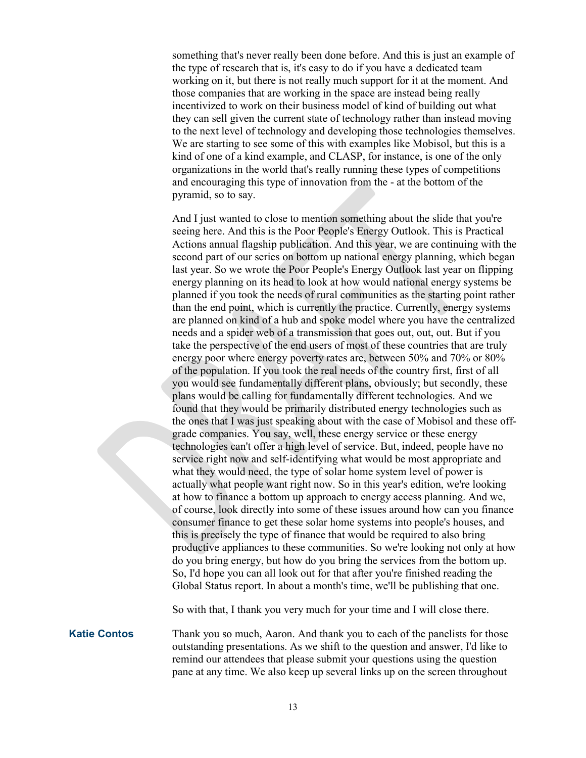something that's never really been done before. And this is just an example of the type of research that is, it's easy to do if you have a dedicated team working on it, but there is not really much support for it at the moment. And those companies that are working in the space are instead being really incentivized to work on their business model of kind of building out what they can sell given the current state of technology rather than instead moving to the next level of technology and developing those technologies themselves. We are starting to see some of this with examples like Mobisol, but this is a kind of one of a kind example, and CLASP, for instance, is one of the only organizations in the world that's really running these types of competitions and encouraging this type of innovation from the - at the bottom of the pyramid, so to say.

And I just wanted to close to mention something about the slide that you're seeing here. And this is the Poor People's Energy Outlook. This is Practical Actions annual flagship publication. And this year, we are continuing with the second part of our series on bottom up national energy planning, which began last year. So we wrote the Poor People's Energy Outlook last year on flipping energy planning on its head to look at how would national energy systems be planned if you took the needs of rural communities as the starting point rather than the end point, which is currently the practice. Currently, energy systems are planned on kind of a hub and spoke model where you have the centralized needs and a spider web of a transmission that goes out, out, out. But if you take the perspective of the end users of most of these countries that are truly energy poor where energy poverty rates are, between 50% and 70% or 80% of the population. If you took the real needs of the country first, first of all you would see fundamentally different plans, obviously; but secondly, these plans would be calling for fundamentally different technologies. And we found that they would be primarily distributed energy technologies such as the ones that I was just speaking about with the case of Mobisol and these off-grade companies. You say, well, these energy service or these energy technologies can't offer a high level of service. But, indeed, people have no service right now and self-identifying what would be most appropriate and what they would need, the type of solar home system level of power is actually what people want right now. So in this year's edition, we're looking at how to finance a bottom up approach to energy access planning. And we, of course, look directly into some of these issues around how can you finance consumer finance to get these solar home systems into people's houses, and this is precisely the type of finance that would be required to also bring productive appliances to these communities. So we're looking not only at how do you bring energy, but how do you bring the services from the bottom up. So, I'd hope you can all look out for that after you're finished reading the Global Status report. In about a month's time, we'll be publishing that one.

So with that, I thank you very much for your time and I will close there.

**Katie Contos** Thank you so much, Aaron. And thank you to each of the panelists for those outstanding presentations. As we shift to the question and answer, I'd like to remind our attendees that please submit your questions using the question pane at any time. We also keep up several links up on the screen throughout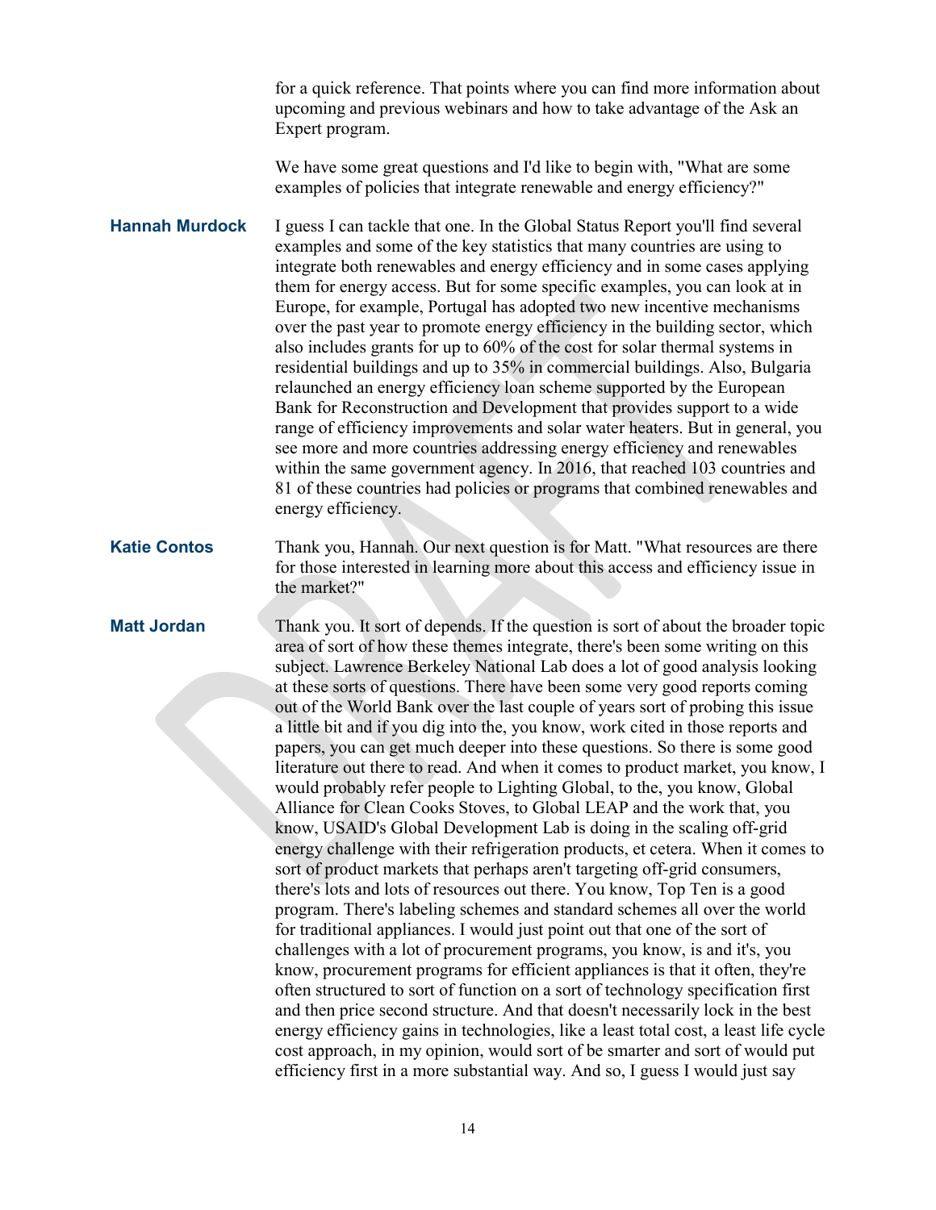for a quick reference. That points where you can find more information about upcoming and previous webinars and how to take advantage of the Ask an Expert program.

We have some great questions and I'd like to begin with, "What are some examples of policies that integrate renewable and energy efficiency?"

**Hannah Murdock** I guess I can tackle that one. In the Global Status Report you'll find several examples and some of the key statistics that many countries are using to integrate both renewables and energy efficiency and in some cases applying them for energy access. But for some specific examples, you can look at in Europe, for example, Portugal has adopted two new incentive mechanisms over the past year to promote energy efficiency in the building sector, which also includes grants for up to 60% of the cost for solar thermal systems in residential buildings and up to 35% in commercial buildings. Also, Bulgaria relaunched an energy efficiency loan scheme supported by the European Bank for Reconstruction and Development that provides support to a wide range of efficiency improvements and solar water heaters. But in general, you see more and more countries addressing energy efficiency and renewables within the same government agency. In 2016, that reached 103 countries and 81 of these countries had policies or programs that combined renewables and energy efficiency.

**Katie Contos** Thank you, Hannah. Our next question is for Matt. "What resources are there for those interested in learning more about this access and efficiency issue in the market?"

**Matt Jordan** Thank you. It sort of depends. If the question is sort of about the broader topic area of sort of how these themes integrate, there's been some writing on this subject. Lawrence Berkeley National Lab does a lot of good analysis looking at these sorts of questions. There have been some very good reports coming out of the World Bank over the last couple of years sort of probing this issue a little bit and if you dig into the, you know, work cited in those reports and papers, you can get much deeper into these questions. So there is some good literature out there to read. And when it comes to product market, you know, I would probably refer people to Lighting Global, to the, you know, Global Alliance for Clean Cooks Stoves, to Global LEAP and the work that, you know, USAID's Global Development Lab is doing in the scaling off-grid energy challenge with their refrigeration products, et cetera. When it comes to sort of product markets that perhaps aren't targeting off-grid consumers, there's lots and lots of resources out there. You know, Top Ten is a good program. There's labeling schemes and standard schemes all over the world for traditional appliances. I would just point out that one of the sort of challenges with a lot of procurement programs, you know, is and it's, you know, procurement programs for efficient appliances is that it often, they're often structured to sort of function on a sort of technology specification first and then price second structure. And that doesn't necessarily lock in the best energy efficiency gains in technologies, like a least total cost, a least life cycle cost approach, in my opinion, would sort of be smarter and sort of would put efficiency first in a more substantial way. And so, I guess I would just say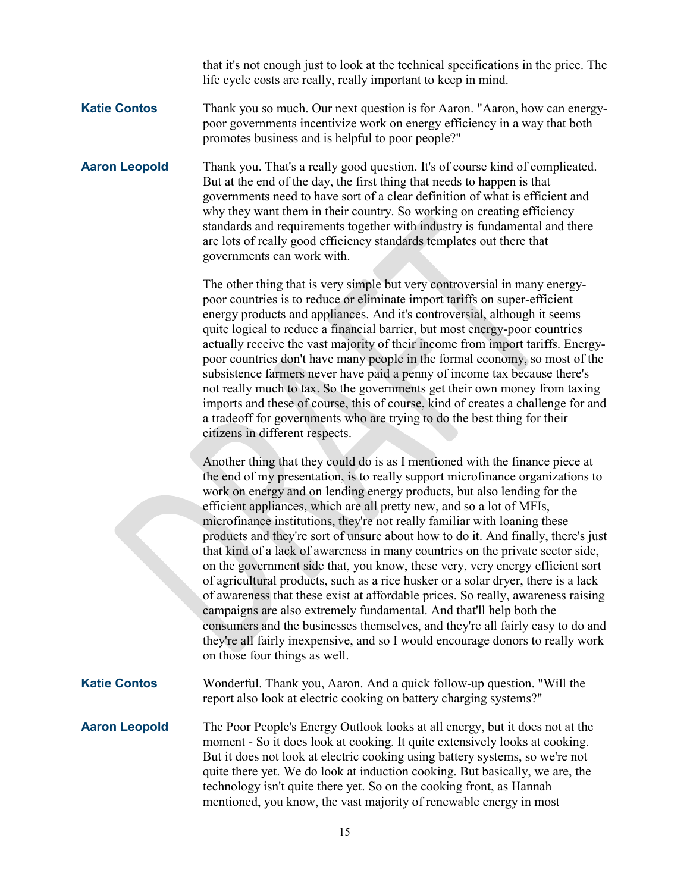that it's not enough just to look at the technical specifications in the price. The life cycle costs are really, really important to keep in mind.

**Katie Contos** Thank you so much. Our next question is for Aaron. "Aaron, how can energy-poor governments incentivize work on energy efficiency in a way that both promotes business and is helpful to poor people?"

**Aaron Leopold** Thank you. That's a really good question. It's of course kind of complicated. But at the end of the day, the first thing that needs to happen is that governments need to have sort of a clear definition of what is efficient and why they want them in their country. So working on creating efficiency standards and requirements together with industry is fundamental and there are lots of really good efficiency standards templates out there that governments can work with.

The other thing that is very simple but very controversial in many energy-poor countries is to reduce or eliminate import tariffs on super-efficient energy products and appliances. And it's controversial, although it seems quite logical to reduce a financial barrier, but most energy-poor countries actually receive the vast majority of their income from import tariffs. Energy-poor countries don't have many people in the formal economy, so most of the subsistence farmers never have paid a penny of income tax because there's not really much to tax. So the governments get their own money from taxing imports and these of course, this of course, kind of creates a challenge for and a tradeoff for governments who are trying to do the best thing for their citizens in different respects.

Another thing that they could do is as I mentioned with the finance piece at the end of my presentation, is to really support microfinance organizations to work on energy and on lending energy products, but also lending for the efficient appliances, which are all pretty new, and so a lot of MFIs, microfinance institutions, they're not really familiar with loaning these products and they're sort of unsure about how to do it. And finally, there's just that kind of a lack of awareness in many countries on the private sector side, on the government side that, you know, these very, very energy efficient sort of agricultural products, such as a rice husker or a solar dryer, there is a lack of awareness that these exist at affordable prices. So really, awareness raising campaigns are also extremely fundamental. And that'll help both the consumers and the businesses themselves, and they're all fairly easy to do and they're all fairly inexpensive, and so I would encourage donors to really work on those four things as well.

**Katie Contos** Wonderful. Thank you, Aaron. And a quick follow-up question. "Will the report also look at electric cooking on battery charging systems?"

**Aaron Leopold** The Poor People's Energy Outlook looks at all energy, but it does not at the moment - So it does look at cooking. It quite extensively looks at cooking. But it does not look at electric cooking using battery systems, so we're not quite there yet. We do look at induction cooking. But basically, we are, the technology isn't quite there yet. So on the cooking front, as Hannah mentioned, you know, the vast majority of renewable energy in most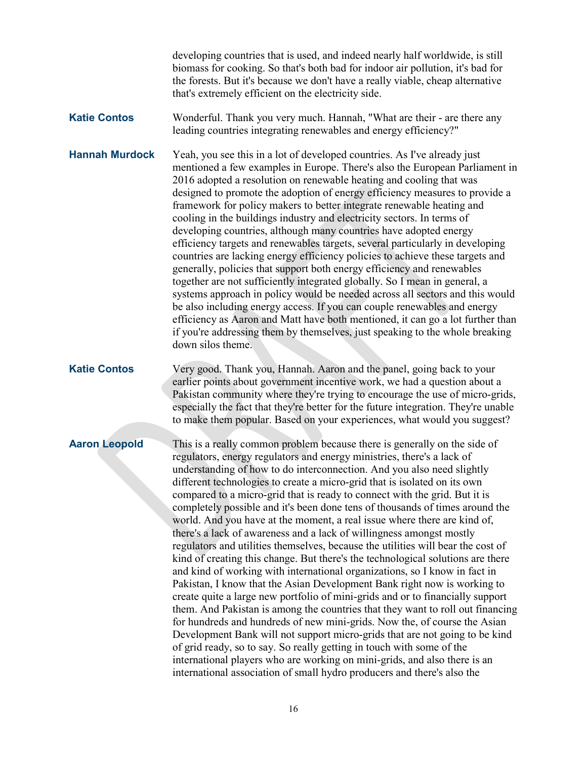developing countries that is used, and indeed nearly half worldwide, is still biomass for cooking. So that's both bad for indoor air pollution, it's bad for the forests. But it's because we don't have a really viable, cheap alternative that's extremely efficient on the electricity side.

**Katie Contos** Wonderful. Thank you very much. Hannah, "What are their - are there any leading countries integrating renewables and energy efficiency?"

**Hannah Murdock** Yeah, you see this in a lot of developed countries. As I've already just mentioned a few examples in Europe. There's also the European Parliament in 2016 adopted a resolution on renewable heating and cooling that was designed to promote the adoption of energy efficiency measures to provide a framework for policy makers to better integrate renewable heating and cooling in the buildings industry and electricity sectors. In terms of developing countries, although many countries have adopted energy efficiency targets and renewables targets, several particularly in developing countries are lacking energy efficiency policies to achieve these targets and generally, policies that support both energy efficiency and renewables together are not sufficiently integrated globally. So I mean in general, a systems approach in policy would be needed across all sectors and this would be also including energy access. If you can couple renewables and energy efficiency as Aaron and Matt have both mentioned, it can go a lot further than if you're addressing them by themselves, just speaking to the whole breaking down silos theme.

**Katie Contos** Very good. Thank you, Hannah. Aaron and the panel, going back to your earlier points about government incentive work, we had a question about a Pakistan community where they're trying to encourage the use of micro-grids, especially the fact that they're better for the future integration. They're unable to make them popular. Based on your experiences, what would you suggest?

**Aaron Leopold** This is a really common problem because there is generally on the side of regulators, energy regulators and energy ministries, there's a lack of understanding of how to do interconnection. And you also need slightly different technologies to create a micro-grid that is isolated on its own compared to a micro-grid that is ready to connect with the grid. But it is completely possible and it's been done tens of thousands of times around the world. And you have at the moment, a real issue where there are kind of, there's a lack of awareness and a lack of willingness amongst mostly regulators and utilities themselves, because the utilities will bear the cost of kind of creating this change. But there's the technological solutions are there and kind of working with international organizations, so I know in fact in Pakistan, I know that the Asian Development Bank right now is working to create quite a large new portfolio of mini-grids and or to financially support them. And Pakistan is among the countries that they want to roll out financing for hundreds and hundreds of new mini-grids. Now the, of course the Asian Development Bank will not support micro-grids that are not going to be kind of grid ready, so to say. So really getting in touch with some of the international players who are working on mini-grids, and also there is an international association of small hydro producers and there's also the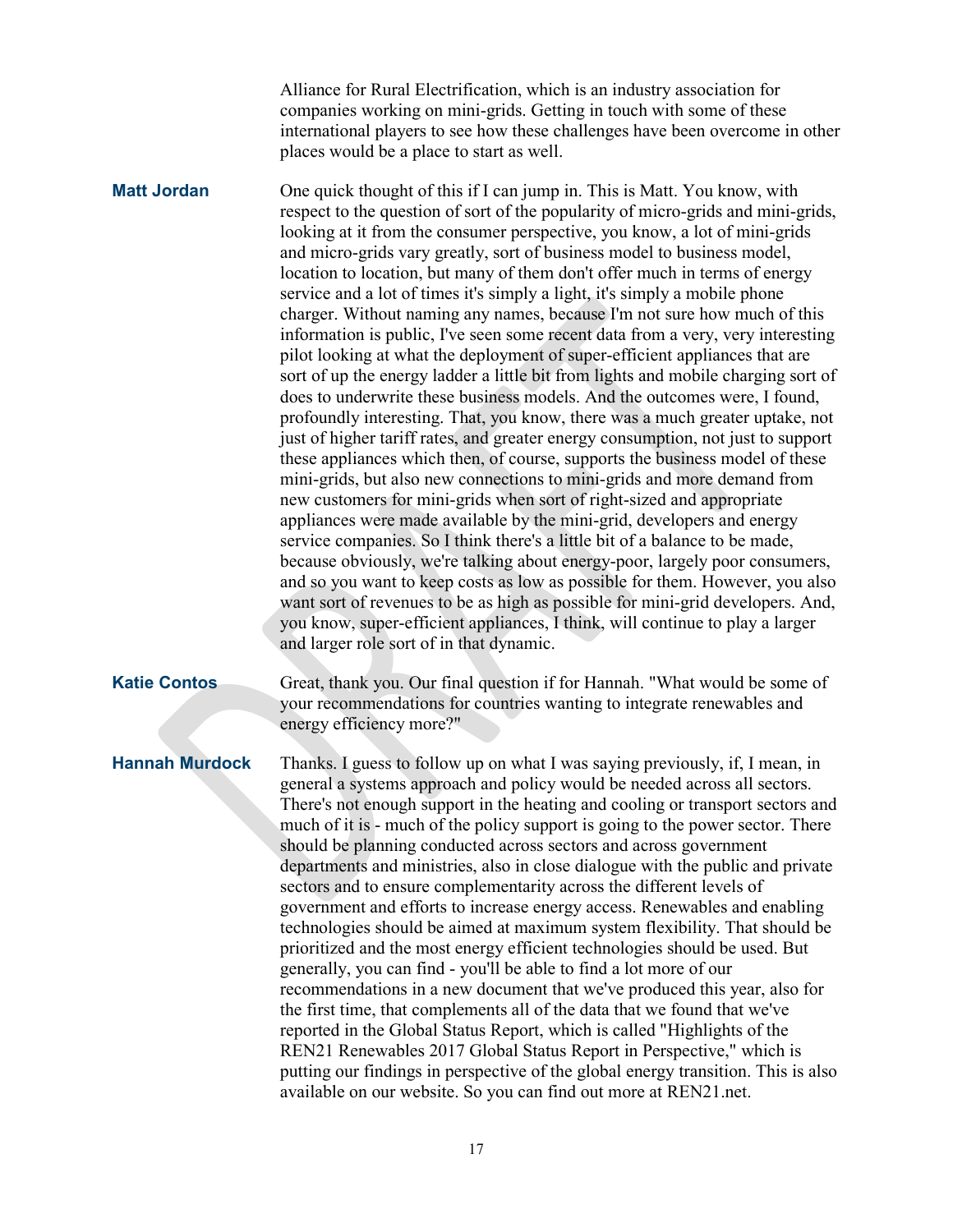Alliance for Rural Electrification, which is an industry association for companies working on mini-grids. Getting in touch with some of these international players to see how these challenges have been overcome in other places would be a place to start as well.

**Matt Jordan** One quick thought of this if I can jump in. This is Matt. You know, with respect to the question of sort of the popularity of micro-grids and mini-grids, looking at it from the consumer perspective, you know, a lot of mini-grids and micro-grids vary greatly, sort of business model to business model, location to location, but many of them don't offer much in terms of energy service and a lot of times it's simply a light, it's simply a mobile phone charger. Without naming any names, because I'm not sure how much of this information is public, I've seen some recent data from a very, very interesting pilot looking at what the deployment of super-efficient appliances that are sort of up the energy ladder a little bit from lights and mobile charging sort of does to underwrite these business models. And the outcomes were, I found, profoundly interesting. That, you know, there was a much greater uptake, not just of higher tariff rates, and greater energy consumption, not just to support these appliances which then, of course, supports the business model of these mini-grids, but also new connections to mini-grids and more demand from new customers for mini-grids when sort of right-sized and appropriate appliances were made available by the mini-grid, developers and energy service companies. So I think there's a little bit of a balance to be made, because obviously, we're talking about energy-poor, largely poor consumers, and so you want to keep costs as low as possible for them. However, you also want sort of revenues to be as high as possible for mini-grid developers. And, you know, super-efficient appliances, I think, will continue to play a larger and larger role sort of in that dynamic.

**Katie Contos** Great, thank you. Our final question if for Hannah. "What would be some of your recommendations for countries wanting to integrate renewables and energy efficiency more?"

**Hannah Murdock** Thanks. I guess to follow up on what I was saying previously, if, I mean, in general a systems approach and policy would be needed across all sectors. There's not enough support in the heating and cooling or transport sectors and much of it is - much of the policy support is going to the power sector. There should be planning conducted across sectors and across government departments and ministries, also in close dialogue with the public and private sectors and to ensure complementarity across the different levels of government and efforts to increase energy access. Renewables and enabling technologies should be aimed at maximum system flexibility. That should be prioritized and the most energy efficient technologies should be used. But generally, you can find - you'll be able to find a lot more of our recommendations in a new document that we've produced this year, also for the first time, that complements all of the data that we found that we've reported in the Global Status Report, which is called "Highlights of the REN21 Renewables 2017 Global Status Report in Perspective," which is putting our findings in perspective of the global energy transition. This is also available on our website. So you can find out more at REN21.net.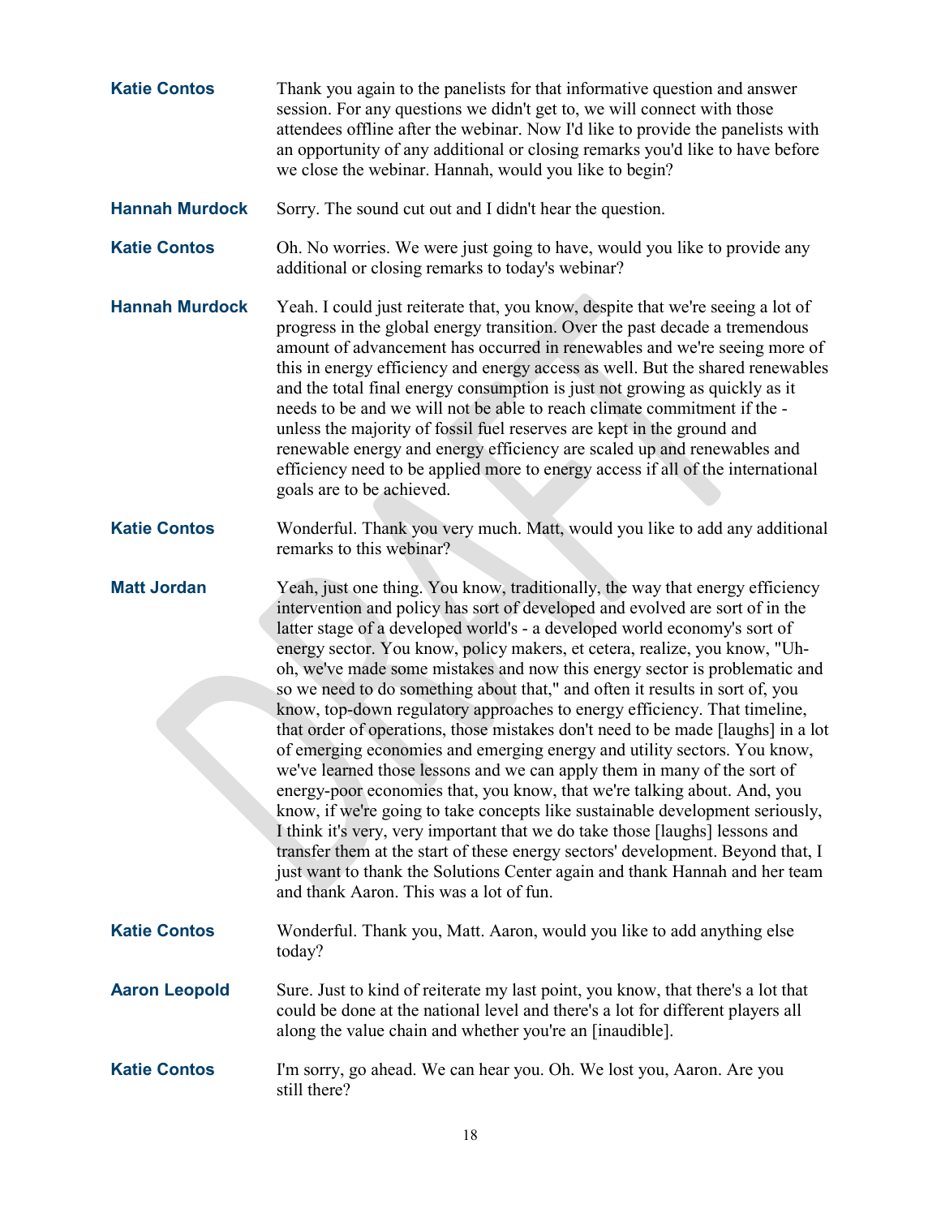**Katie Contos** Thank you again to the panelists for that informative question and answer session. For any questions we didn't get to, we will connect with those attendees offline after the webinar. Now I'd like to provide the panelists with an opportunity of any additional or closing remarks you'd like to have before we close the webinar. Hannah, would you like to begin?

**Hannah Murdock** Sorry. The sound cut out and I didn't hear the question.

**Katie Contos** Oh. No worries. We were just going to have, would you like to provide any additional or closing remarks to today's webinar?

**Hannah Murdock** Yeah. I could just reiterate that, you know, despite that we're seeing a lot of progress in the global energy transition. Over the past decade a tremendous amount of advancement has occurred in renewables and we're seeing more of this in energy efficiency and energy access as well. But the shared renewables and the total final energy consumption is just not growing as quickly as it needs to be and we will not be able to reach climate commitment if the - unless the majority of fossil fuel reserves are kept in the ground and renewable energy and energy efficiency are scaled up and renewables and efficiency need to be applied more to energy access if all of the international goals are to be achieved.

**Katie Contos** Wonderful. Thank you very much. Matt, would you like to add any additional remarks to this webinar?

**Matt Jordan** Yeah, just one thing. You know, traditionally, the way that energy efficiency intervention and policy has sort of developed and evolved are sort of in the latter stage of a developed world's - a developed world economy's sort of energy sector. You know, policy makers, et cetera, realize, you know, "Uh-oh, we've made some mistakes and now this energy sector is problematic and so we need to do something about that," and often it results in sort of, you know, top-down regulatory approaches to energy efficiency. That timeline, that order of operations, those mistakes don't need to be made [laughs] in a lot of emerging economies and emerging energy and utility sectors. You know, we've learned those lessons and we can apply them in many of the sort of energy-poor economies that, you know, that we're talking about. And, you know, if we're going to take concepts like sustainable development seriously, I think it's very, very important that we do take those [laughs] lessons and transfer them at the start of these energy sectors' development. Beyond that, I just want to thank the Solutions Center again and thank Hannah and her team and thank Aaron. This was a lot of fun.

**Katie Contos** Wonderful. Thank you, Matt. Aaron, would you like to add anything else today?

**Aaron Leopold** Sure. Just to kind of reiterate my last point, you know, that there's a lot that could be done at the national level and there's a lot for different players all along the value chain and whether you're an [inaudible].

**Katie Contos** I'm sorry, go ahead. We can hear you. Oh. We lost you, Aaron. Are you still there?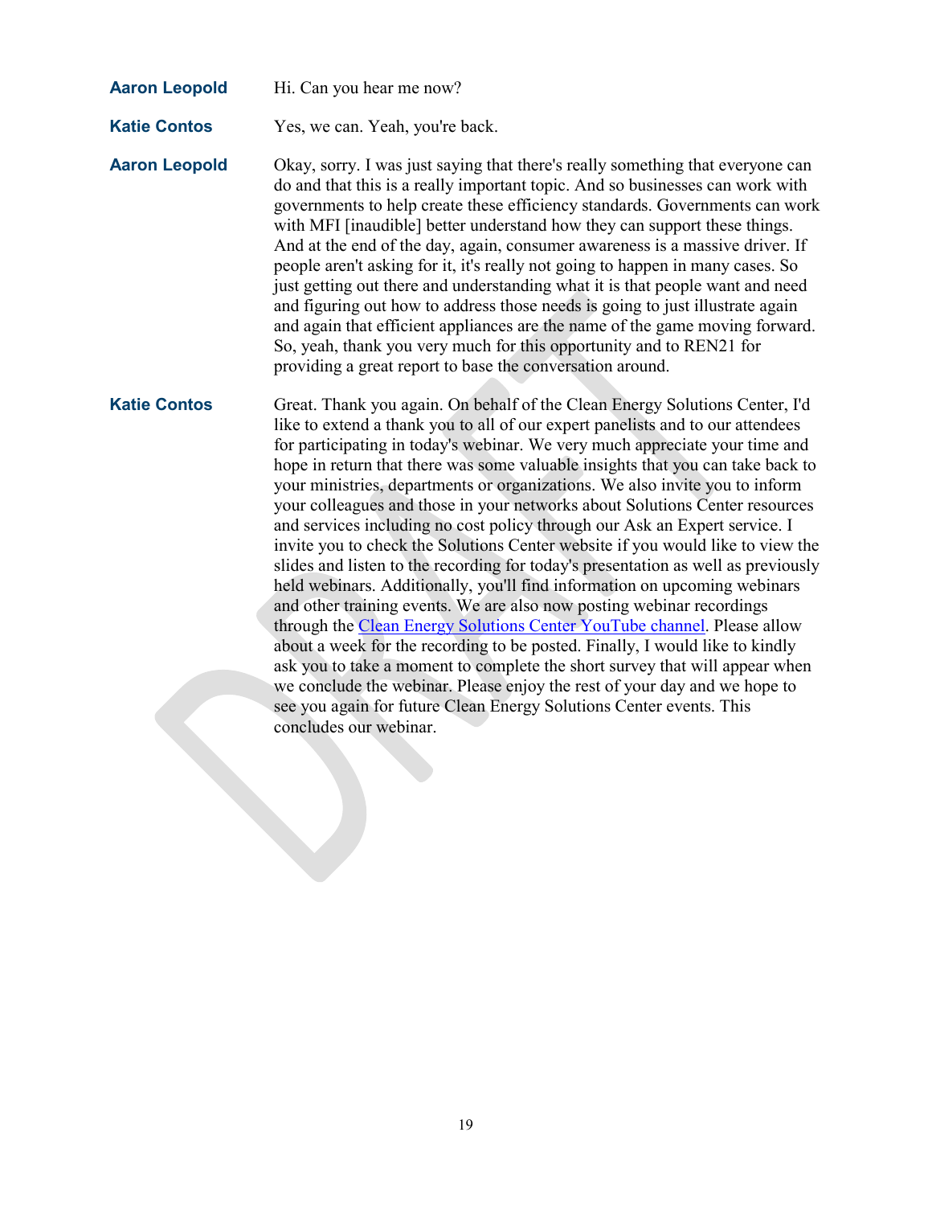**Aaron Leopold** Hi. Can you hear me now?

**Katie Contos** Yes, we can. Yeah, you're back.

**Aaron Leopold** Okay, sorry. I was just saying that there's really something that everyone can do and that this is a really important topic. And so businesses can work with governments to help create these efficiency standards. Governments can work with MFI [inaudible] better understand how they can support these things. And at the end of the day, again, consumer awareness is a massive driver. If people aren't asking for it, it's really not going to happen in many cases. So just getting out there and understanding what it is that people want and need and figuring out how to address those needs is going to just illustrate again and again that efficient appliances are the name of the game moving forward. So, yeah, thank you very much for this opportunity and to REN21 for providing a great report to base the conversation around.

**Katie Contos** Great. Thank you again. On behalf of the Clean Energy Solutions Center, I'd like to extend a thank you to all of our expert panelists and to our attendees for participating in today's webinar. We very much appreciate your time and hope in return that there was some valuable insights that you can take back to your ministries, departments or organizations. We also invite you to inform your colleagues and those in your networks about Solutions Center resources and services including no cost policy through our Ask an Expert service. I invite you to check the Solutions Center website if you would like to view the slides and listen to the recording for today's presentation as well as previously held webinars. Additionally, you'll find information on upcoming webinars and other training events. We are also now posting webinar recordings through the Clean Energy Solutions Center YouTube channel. Please allow about a week for the recording to be posted. Finally, I would like to kindly ask you to take a moment to complete the short survey that will appear when we conclude the webinar. Please enjoy the rest of your day and we hope to see you again for future Clean Energy Solutions Center events. This concludes our webinar.